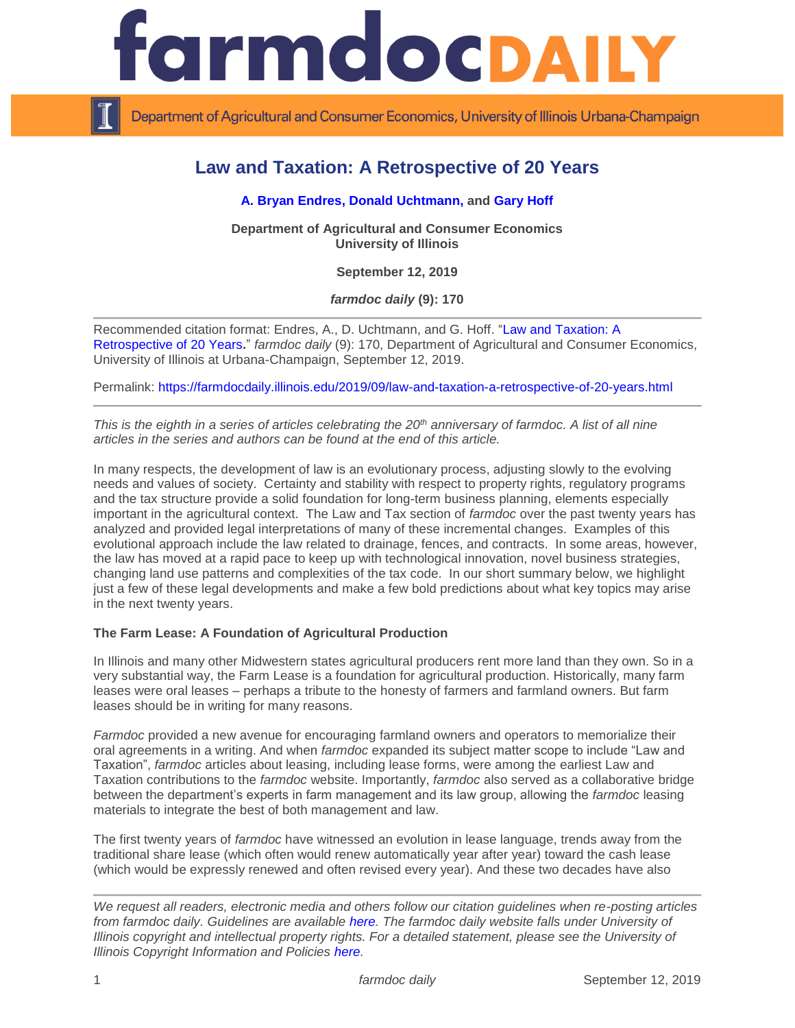# Law and Taxation: A Retrospective of 20 Years

**A. Bryan Endres, Donald Uchtmann,** and **Gary Hoff**

**Department of Agricultural and Consumer Economics**
**University of Illinois**

**September 12, 2019**

***farmdoc daily* (9): 170**

Recommended citation format: Endres, A., D. Uchtmann, and G. Hoff. "Law and Taxation: A Retrospective of 20 Years**.**" *farmdoc daily* (9): 170, Department of Agricultural and Consumer Economics, University of Illinois at Urbana-Champaign, September 12, 2019.

Permalink: https://farmdocdaily.illinois.edu/2019/09/law-and-taxation-a-retrospective-of-20-years.html

*This is the eighth in a series of articles celebrating the 20th anniversary of farmdoc. A list of all nine articles in the series and authors can be found at the end of this article.*

In many respects, the development of law is an evolutionary process, adjusting slowly to the evolving needs and values of society. Certainty and stability with respect to property rights, regulatory programs and the tax structure provide a solid foundation for long-term business planning, elements especially important in the agricultural context. The Law and Tax section of *farmdoc* over the past twenty years has analyzed and provided legal interpretations of many of these incremental changes. Examples of this evolutional approach include the law related to drainage, fences, and contracts. In some areas, however, the law has moved at a rapid pace to keep up with technological innovation, novel business strategies, changing land use patterns and complexities of the tax code. In our short summary below, we highlight just a few of these legal developments and make a few bold predictions about what key topics may arise in the next twenty years.

**The Farm Lease: A Foundation of Agricultural Production**

In Illinois and many other Midwestern states agricultural producers rent more land than they own. So in a very substantial way, the Farm Lease is a foundation for agricultural production. Historically, many farm leases were oral leases – perhaps a tribute to the honesty of farmers and farmland owners. But farm leases should be in writing for many reasons.

*Farmdoc* provided a new avenue for encouraging farmland owners and operators to memorialize their oral agreements in a writing. And when *farmdoc* expanded its subject matter scope to include "Law and Taxation", *farmdoc* articles about leasing, including lease forms, were among the earliest Law and Taxation contributions to the *farmdoc* website. Importantly, *farmdoc* also served as a collaborative bridge between the department's experts in farm management and its law group, allowing the *farmdoc* leasing materials to integrate the best of both management and law.

The first twenty years of *farmdoc* have witnessed an evolution in lease language, trends away from the traditional share lease (which often would renew automatically year after year) toward the cash lease (which would be expressly renewed and often revised every year). And these two decades have also

*We request all readers, electronic media and others follow our citation guidelines when re-posting articles from farmdoc daily. Guidelines are available here. The farmdoc daily website falls under University of Illinois copyright and intellectual property rights. For a detailed statement, please see the University of Illinois Copyright Information and Policies here.*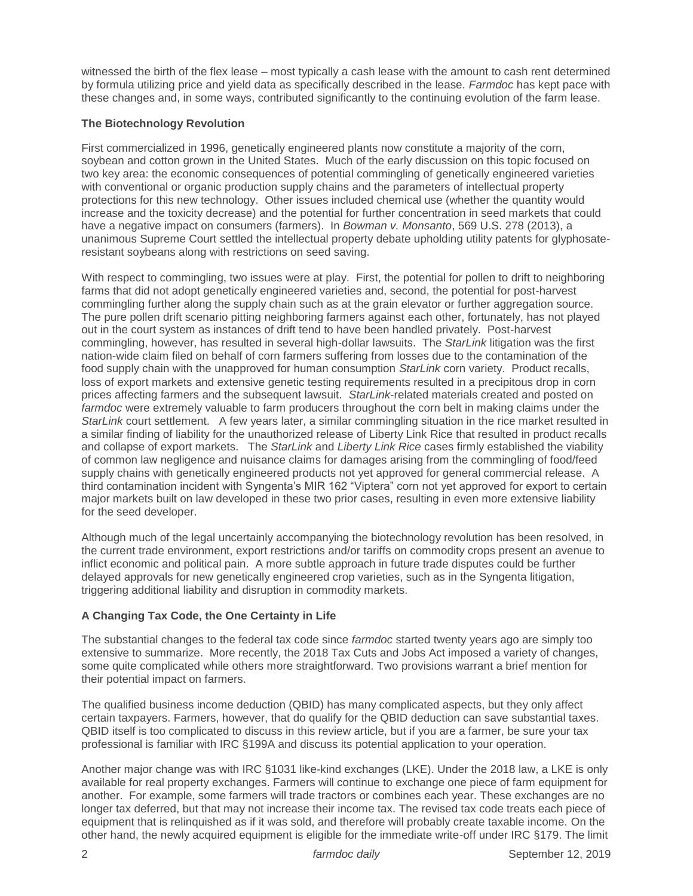witnessed the birth of the flex lease – most typically a cash lease with the amount to cash rent determined by formula utilizing price and yield data as specifically described in the lease. *Farmdoc* has kept pace with these changes and, in some ways, contributed significantly to the continuing evolution of the farm lease.

**The Biotechnology Revolution**

First commercialized in 1996, genetically engineered plants now constitute a majority of the corn, soybean and cotton grown in the United States. Much of the early discussion on this topic focused on two key area: the economic consequences of potential commingling of genetically engineered varieties with conventional or organic production supply chains and the parameters of intellectual property protections for this new technology. Other issues included chemical use (whether the quantity would increase and the toxicity decrease) and the potential for further concentration in seed markets that could have a negative impact on consumers (farmers). In *Bowman v. Monsanto*, 569 U.S. 278 (2013), a unanimous Supreme Court settled the intellectual property debate upholding utility patents for glyphosate-resistant soybeans along with restrictions on seed saving.

With respect to commingling, two issues were at play. First, the potential for pollen to drift to neighboring farms that did not adopt genetically engineered varieties and, second, the potential for post-harvest commingling further along the supply chain such as at the grain elevator or further aggregation source. The pure pollen drift scenario pitting neighboring farmers against each other, fortunately, has not played out in the court system as instances of drift tend to have been handled privately. Post-harvest commingling, however, has resulted in several high-dollar lawsuits. The *StarLink* litigation was the first nation-wide claim filed on behalf of corn farmers suffering from losses due to the contamination of the food supply chain with the unapproved for human consumption *StarLink* corn variety. Product recalls, loss of export markets and extensive genetic testing requirements resulted in a precipitous drop in corn prices affecting farmers and the subsequent lawsuit. *StarLink*-related materials created and posted on *farmdoc* were extremely valuable to farm producers throughout the corn belt in making claims under the *StarLink* court settlement. A few years later, a similar commingling situation in the rice market resulted in a similar finding of liability for the unauthorized release of Liberty Link Rice that resulted in product recalls and collapse of export markets. The *StarLink* and *Liberty Link Rice* cases firmly established the viability of common law negligence and nuisance claims for damages arising from the commingling of food/feed supply chains with genetically engineered products not yet approved for general commercial release. A third contamination incident with Syngenta's MIR 162 "Viptera" corn not yet approved for export to certain major markets built on law developed in these two prior cases, resulting in even more extensive liability for the seed developer.

Although much of the legal uncertainly accompanying the biotechnology revolution has been resolved, in the current trade environment, export restrictions and/or tariffs on commodity crops present an avenue to inflict economic and political pain. A more subtle approach in future trade disputes could be further delayed approvals for new genetically engineered crop varieties, such as in the Syngenta litigation, triggering additional liability and disruption in commodity markets.

**A Changing Tax Code, the One Certainty in Life**

The substantial changes to the federal tax code since *farmdoc* started twenty years ago are simply too extensive to summarize. More recently, the 2018 Tax Cuts and Jobs Act imposed a variety of changes, some quite complicated while others more straightforward. Two provisions warrant a brief mention for their potential impact on farmers.

The qualified business income deduction (QBID) has many complicated aspects, but they only affect certain taxpayers. Farmers, however, that do qualify for the QBID deduction can save substantial taxes. QBID itself is too complicated to discuss in this review article, but if you are a farmer, be sure your tax professional is familiar with IRC §199A and discuss its potential application to your operation.

Another major change was with IRC §1031 like-kind exchanges (LKE). Under the 2018 law, a LKE is only available for real property exchanges. Farmers will continue to exchange one piece of farm equipment for another. For example, some farmers will trade tractors or combines each year. These exchanges are no longer tax deferred, but that may not increase their income tax. The revised tax code treats each piece of equipment that is relinquished as if it was sold, and therefore will probably create taxable income. On the other hand, the newly acquired equipment is eligible for the immediate write-off under IRC §179. The limit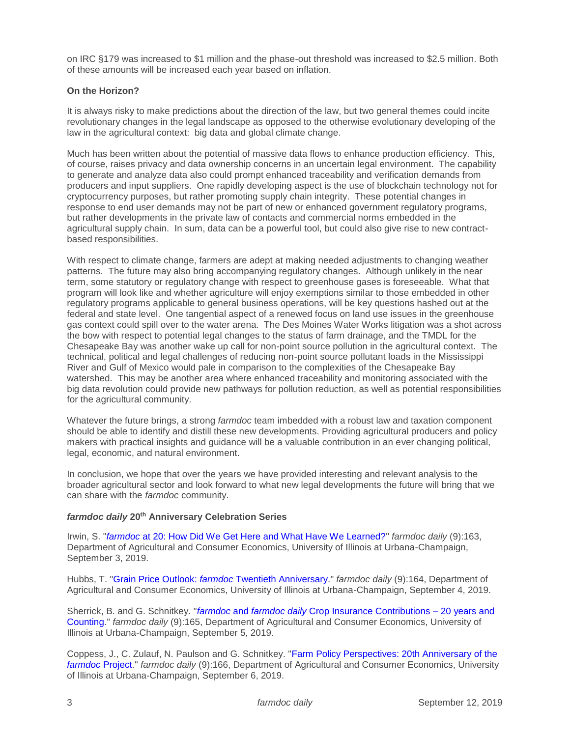on IRC §179 was increased to $1 million and the phase-out threshold was increased to $2.5 million. Both of these amounts will be increased each year based on inflation.

**On the Horizon?**

It is always risky to make predictions about the direction of the law, but two general themes could incite revolutionary changes in the legal landscape as opposed to the otherwise evolutionary developing of the law in the agricultural context: big data and global climate change.

Much has been written about the potential of massive data flows to enhance production efficiency. This, of course, raises privacy and data ownership concerns in an uncertain legal environment. The capability to generate and analyze data also could prompt enhanced traceability and verification demands from producers and input suppliers. One rapidly developing aspect is the use of blockchain technology not for cryptocurrency purposes, but rather promoting supply chain integrity. These potential changes in response to end user demands may not be part of new or enhanced government regulatory programs, but rather developments in the private law of contacts and commercial norms embedded in the agricultural supply chain. In sum, data can be a powerful tool, but could also give rise to new contract-based responsibilities.

With respect to climate change, farmers are adept at making needed adjustments to changing weather patterns. The future may also bring accompanying regulatory changes. Although unlikely in the near term, some statutory or regulatory change with respect to greenhouse gases is foreseeable. What that program will look like and whether agriculture will enjoy exemptions similar to those embedded in other regulatory programs applicable to general business operations, will be key questions hashed out at the federal and state level. One tangential aspect of a renewed focus on land use issues in the greenhouse gas context could spill over to the water arena. The Des Moines Water Works litigation was a shot across the bow with respect to potential legal changes to the status of farm drainage, and the TMDL for the Chesapeake Bay was another wake up call for non-point source pollution in the agricultural context. The technical, political and legal challenges of reducing non-point source pollutant loads in the Mississippi River and Gulf of Mexico would pale in comparison to the complexities of the Chesapeake Bay watershed. This may be another area where enhanced traceability and monitoring associated with the big data revolution could provide new pathways for pollution reduction, as well as potential responsibilities for the agricultural community.

Whatever the future brings, a strong *farmdoc* team imbedded with a robust law and taxation component should be able to identify and distill these new developments. Providing agricultural producers and policy makers with practical insights and guidance will be a valuable contribution in an ever changing political, legal, economic, and natural environment.

In conclusion, we hope that over the years we have provided interesting and relevant analysis to the broader agricultural sector and look forward to what new legal developments the future will bring that we can share with the *farmdoc* community.

***farmdoc daily* 20th Anniversary Celebration Series**

Irwin, S. "*farmdoc* at 20: How Did We Get Here and What Have We Learned?" *farmdoc daily* (9):163, Department of Agricultural and Consumer Economics, University of Illinois at Urbana-Champaign, September 3, 2019.

Hubbs, T. "Grain Price Outlook: *farmdoc* Twentieth Anniversary." *farmdoc daily* (9):164, Department of Agricultural and Consumer Economics, University of Illinois at Urbana-Champaign, September 4, 2019.

Sherrick, B. and G. Schnitkey. "*farmdoc* and *farmdoc daily* Crop Insurance Contributions – 20 years and Counting." *farmdoc daily* (9):165, Department of Agricultural and Consumer Economics, University of Illinois at Urbana-Champaign, September 5, 2019.

Coppess, J., C. Zulauf, N. Paulson and G. Schnitkey. "Farm Policy Perspectives: 20th Anniversary of the *farmdoc* Project." *farmdoc daily* (9):166, Department of Agricultural and Consumer Economics, University of Illinois at Urbana-Champaign, September 6, 2019.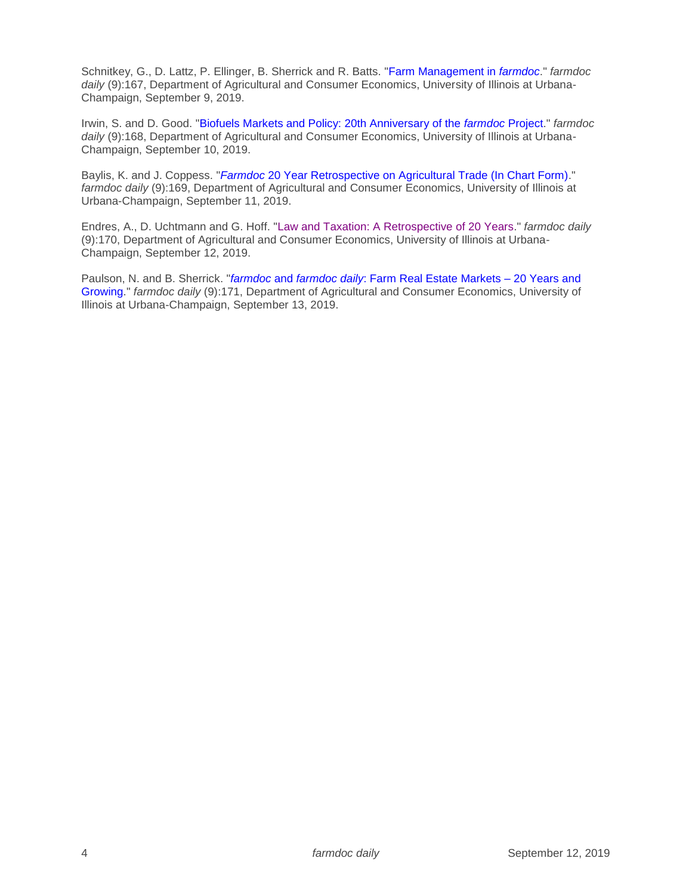Schnitkey, G., D. Lattz, P. Ellinger, B. Sherrick and R. Batts. "Farm Management in *farmdoc*." *farmdoc daily* (9):167, Department of Agricultural and Consumer Economics, University of Illinois at Urbana-Champaign, September 9, 2019.

Irwin, S. and D. Good. "Biofuels Markets and Policy: 20th Anniversary of the *farmdoc* Project." *farmdoc daily* (9):168, Department of Agricultural and Consumer Economics, University of Illinois at Urbana-Champaign, September 10, 2019.

Baylis, K. and J. Coppess. "*Farmdoc* 20 Year Retrospective on Agricultural Trade (In Chart Form)." *farmdoc daily* (9):169, Department of Agricultural and Consumer Economics, University of Illinois at Urbana-Champaign, September 11, 2019.

Endres, A., D. Uchtmann and G. Hoff. "Law and Taxation: A Retrospective of 20 Years." *farmdoc daily* (9):170, Department of Agricultural and Consumer Economics, University of Illinois at Urbana-Champaign, September 12, 2019.

Paulson, N. and B. Sherrick. "*farmdoc* and *farmdoc daily*: Farm Real Estate Markets – 20 Years and Growing." *farmdoc daily* (9):171, Department of Agricultural and Consumer Economics, University of Illinois at Urbana-Champaign, September 13, 2019.